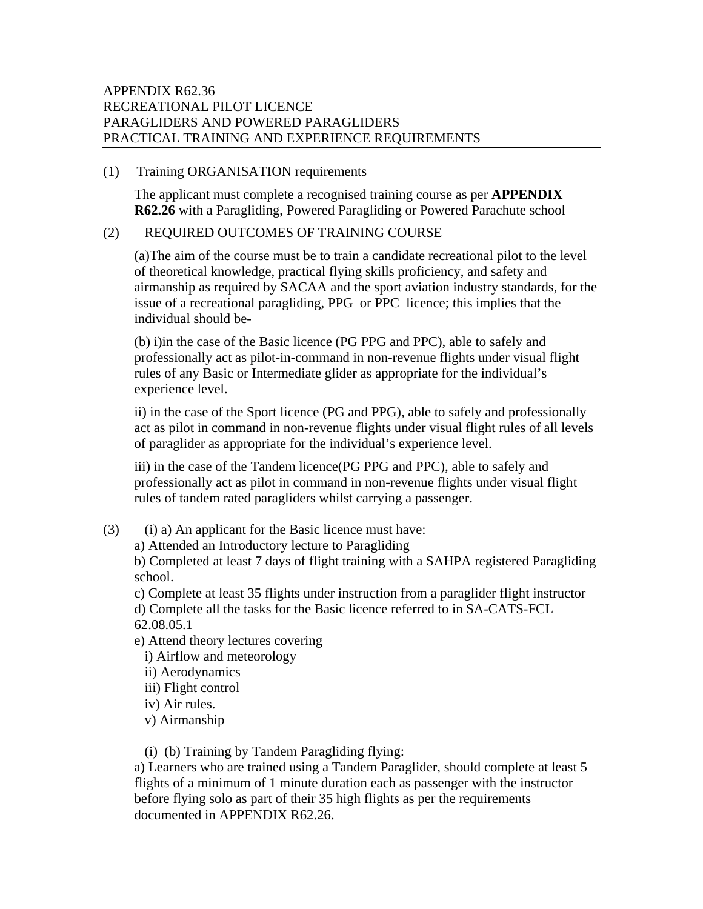APPENDIX R62.36
RECREATIONAL PILOT LICENCE
PARAGLIDERS AND POWERED PARAGLIDERS
PRACTICAL TRAINING AND EXPERIENCE REQUIREMENTS

(1) Training ORGANISATION requirements

The applicant must complete a recognised training course as per **APPENDIX R62.26** with a Paragliding, Powered Paragliding or Powered Parachute school

(2) REQUIRED OUTCOMES OF TRAINING COURSE

(a)The aim of the course must be to train a candidate recreational pilot to the level of theoretical knowledge, practical flying skills proficiency, and safety and airmanship as required by SACAA and the sport aviation industry standards, for the issue of a recreational paragliding, PPG or PPC licence; this implies that the individual should be-

(b) i)in the case of the Basic licence (PG PPG and PPC), able to safely and professionally act as pilot-in-command in non-revenue flights under visual flight rules of any Basic or Intermediate glider as appropriate for the individual's experience level.

ii) in the case of the Sport licence (PG and PPG), able to safely and professionally act as pilot in command in non-revenue flights under visual flight rules of all levels of paraglider as appropriate for the individual's experience level.

iii) in the case of the Tandem licence(PG PPG and PPC), able to safely and professionally act as pilot in command in non-revenue flights under visual flight rules of tandem rated paragliders whilst carrying a passenger.

(3) (i) a) An applicant for the Basic licence must have:

a) Attended an Introductory lecture to Paragliding

b) Completed at least 7 days of flight training with a SAHPA registered Paragliding school.

c) Complete at least 35 flights under instruction from a paraglider flight instructor

d) Complete all the tasks for the Basic licence referred to in SA-CATS-FCL 62.08.05.1

e) Attend theory lectures covering

i) Airflow and meteorology

ii) Aerodynamics

iii) Flight control

iv) Air rules.

v) Airmanship

(i) (b) Training by Tandem Paragliding flying:

a) Learners who are trained using a Tandem Paraglider, should complete at least 5 flights of a minimum of 1 minute duration each as passenger with the instructor before flying solo as part of their 35 high flights as per the requirements documented in APPENDIX R62.26.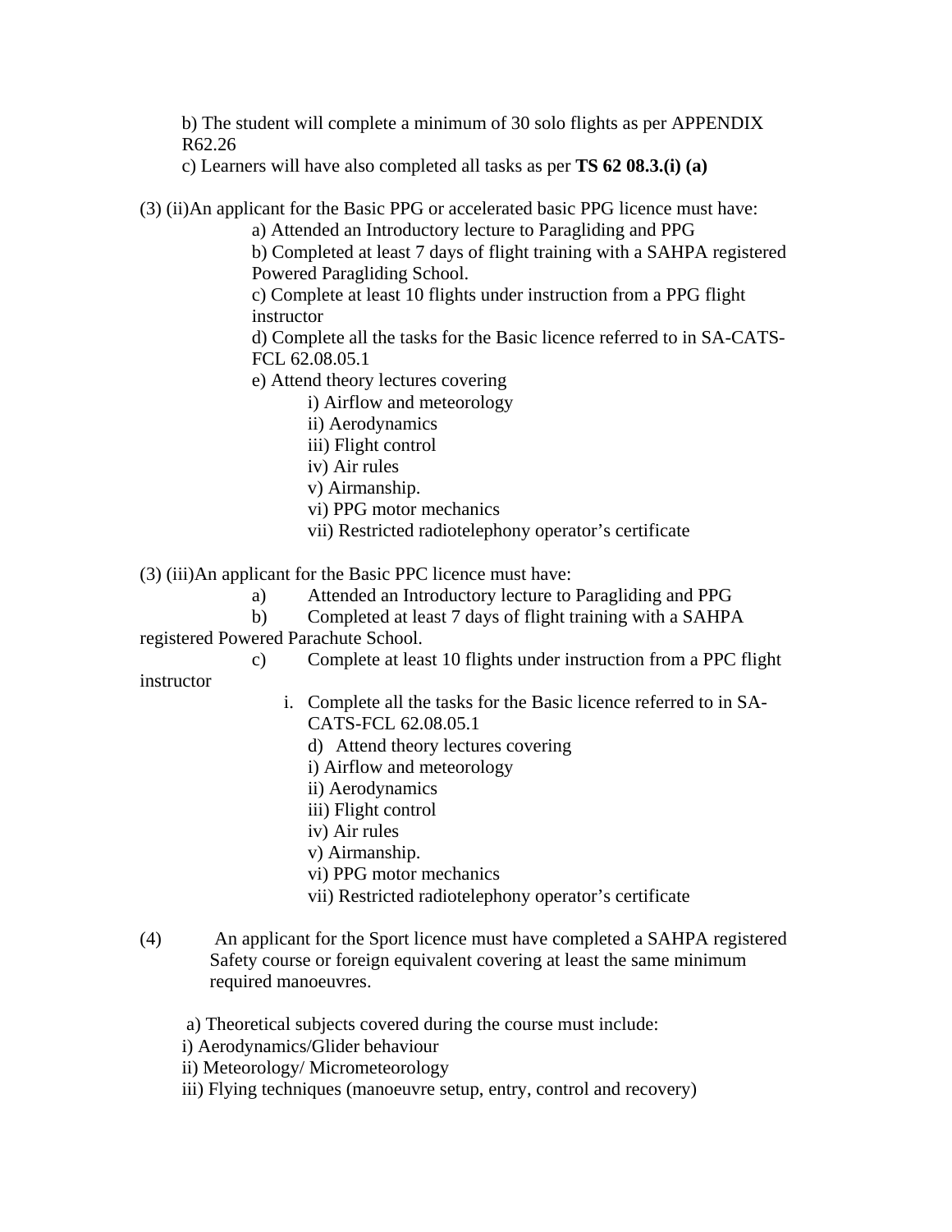b) The student will complete a minimum of 30 solo flights as per APPENDIX R62.26

c) Learners will have also completed all tasks as per **TS 62 08.3.(i) (a)**

(3) (ii)An applicant for the Basic PPG or accelerated basic PPG licence must have:

a) Attended an Introductory lecture to Paragliding and PPG

b) Completed at least 7 days of flight training with a SAHPA registered Powered Paragliding School.

c) Complete at least 10 flights under instruction from a PPG flight instructor

d) Complete all the tasks for the Basic licence referred to in SA-CATS-FCL 62.08.05.1

e) Attend theory lectures covering

i) Airflow and meteorology

ii) Aerodynamics

iii) Flight control

iv) Air rules

v) Airmanship.

vi) PPG motor mechanics

vii) Restricted radiotelephony operator's certificate

(3) (iii)An applicant for the Basic PPC licence must have:

a) Attended an Introductory lecture to Paragliding and PPG

b) Completed at least 7 days of flight training with a SAHPA registered Powered Parachute School.

c) Complete at least 10 flights under instruction from a PPC flight instructor

i. Complete all the tasks for the Basic licence referred to in SA-CATS-FCL 62.08.05.1

d) Attend theory lectures covering

i) Airflow and meteorology

ii) Aerodynamics

iii) Flight control

iv) Air rules

v) Airmanship.

vi) PPG motor mechanics

vii) Restricted radiotelephony operator's certificate

(4) An applicant for the Sport licence must have completed a SAHPA registered Safety course or foreign equivalent covering at least the same minimum required manoeuvres.

a) Theoretical subjects covered during the course must include:

i) Aerodynamics/Glider behaviour

ii) Meteorology/ Micrometeorology

iii) Flying techniques (manoeuvre setup, entry, control and recovery)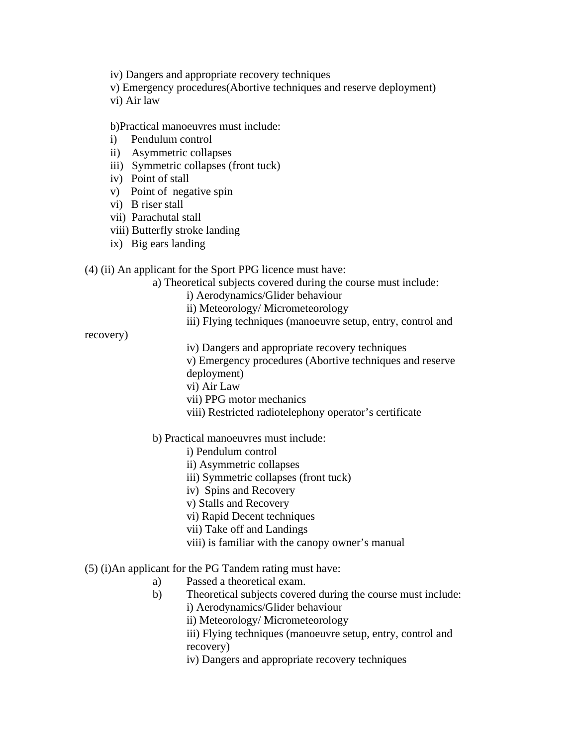iv) Dangers and appropriate recovery techniques

v) Emergency procedures(Abortive techniques and reserve deployment)

vi) Air law

b)Practical manoeuvres must include:

i) Pendulum control

ii) Asymmetric collapses

iii) Symmetric collapses (front tuck)

iv) Point of stall

v) Point of negative spin

vi) B riser stall

vii) Parachutal stall

viii) Butterfly stroke landing

ix) Big ears landing

(4) (ii) An applicant for the Sport PPG licence must have:

a) Theoretical subjects covered during the course must include:

i) Aerodynamics/Glider behaviour

ii) Meteorology/ Micrometeorology

iii) Flying techniques (manoeuvre setup, entry, control and recovery)

iv) Dangers and appropriate recovery techniques

v) Emergency procedures (Abortive techniques and reserve deployment)

vi) Air Law

vii) PPG motor mechanics

viii) Restricted radiotelephony operator's certificate

b) Practical manoeuvres must include:

i) Pendulum control

ii) Asymmetric collapses

iii) Symmetric collapses (front tuck)

iv) Spins and Recovery

v) Stalls and Recovery

vi) Rapid Decent techniques

vii) Take off and Landings

viii) is familiar with the canopy owner's manual

(5) (i)An applicant for the PG Tandem rating must have:

a) Passed a theoretical exam.

b) Theoretical subjects covered during the course must include:

i) Aerodynamics/Glider behaviour

ii) Meteorology/ Micrometeorology

iii) Flying techniques (manoeuvre setup, entry, control and recovery)

iv) Dangers and appropriate recovery techniques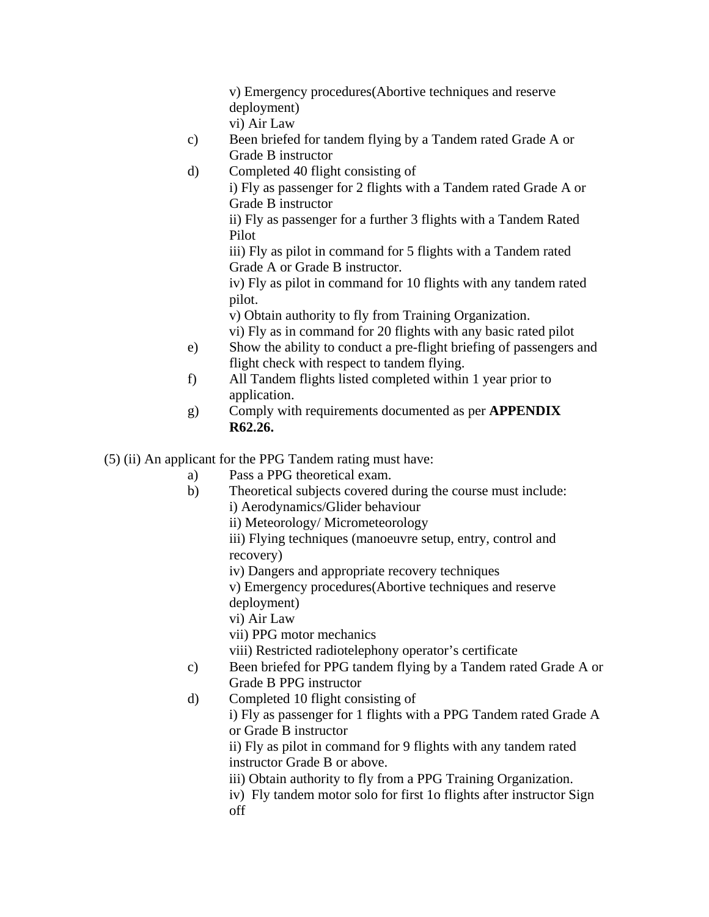v) Emergency procedures(Abortive techniques and reserve deployment)
vi) Air Law

c) Been briefed for tandem flying by a Tandem rated Grade A or Grade B instructor

d) Completed 40 flight consisting of
i) Fly as passenger for 2 flights with a Tandem rated Grade A or Grade B instructor
ii) Fly as passenger for a further 3 flights with a Tandem Rated Pilot
iii) Fly as pilot in command for 5 flights with a Tandem rated Grade A or Grade B instructor.
iv) Fly as pilot in command for 10 flights with any tandem rated pilot.
v) Obtain authority to fly from Training Organization.
vi) Fly as in command for 20 flights with any basic rated pilot

e) Show the ability to conduct a pre-flight briefing of passengers and flight check with respect to tandem flying.

f) All Tandem flights listed completed within 1 year prior to application.

g) Comply with requirements documented as per **APPENDIX R62.26.**

(5) (ii) An applicant for the PPG Tandem rating must have:

a) Pass a PPG theoretical exam.

b) Theoretical subjects covered during the course must include:
i) Aerodynamics/Glider behaviour
ii) Meteorology/ Micrometeorology
iii) Flying techniques (manoeuvre setup, entry, control and recovery)
iv) Dangers and appropriate recovery techniques
v) Emergency procedures(Abortive techniques and reserve deployment)
vi) Air Law
vii) PPG motor mechanics
viii) Restricted radiotelephony operator's certificate

c) Been briefed for PPG tandem flying by a Tandem rated Grade A or Grade B PPG instructor

d) Completed 10 flight consisting of
i) Fly as passenger for 1 flights with a PPG Tandem rated Grade A or Grade B instructor
ii) Fly as pilot in command for 9 flights with any tandem rated instructor Grade B or above.
iii) Obtain authority to fly from a PPG Training Organization.
iv) Fly tandem motor solo for first 1o flights after instructor Sign off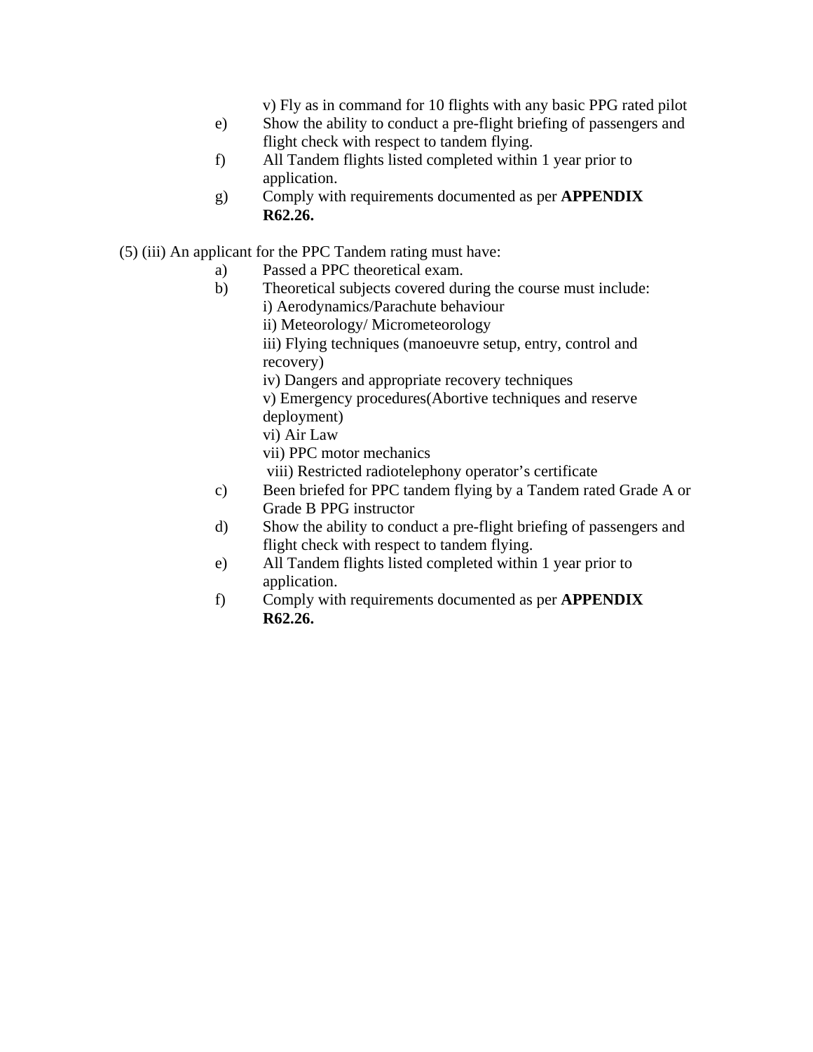v) Fly as in command for 10 flights with any basic PPG rated pilot

e) Show the ability to conduct a pre-flight briefing of passengers and flight check with respect to tandem flying.

f) All Tandem flights listed completed within 1 year prior to application.

g) Comply with requirements documented as per **APPENDIX R62.26.**

(5) (iii) An applicant for the PPC Tandem rating must have:

a) Passed a PPC theoretical exam.

b) Theoretical subjects covered during the course must include:

i) Aerodynamics/Parachute behaviour

ii) Meteorology/ Micrometeorology

iii) Flying techniques (manoeuvre setup, entry, control and recovery)

iv) Dangers and appropriate recovery techniques

v) Emergency procedures(Abortive techniques and reserve deployment)

vi) Air Law

vii) PPC motor mechanics

viii) Restricted radiotelephony operator's certificate

c) Been briefed for PPC tandem flying by a Tandem rated Grade A or Grade B PPG instructor

d) Show the ability to conduct a pre-flight briefing of passengers and flight check with respect to tandem flying.

e) All Tandem flights listed completed within 1 year prior to application.

f) Comply with requirements documented as per **APPENDIX R62.26.**